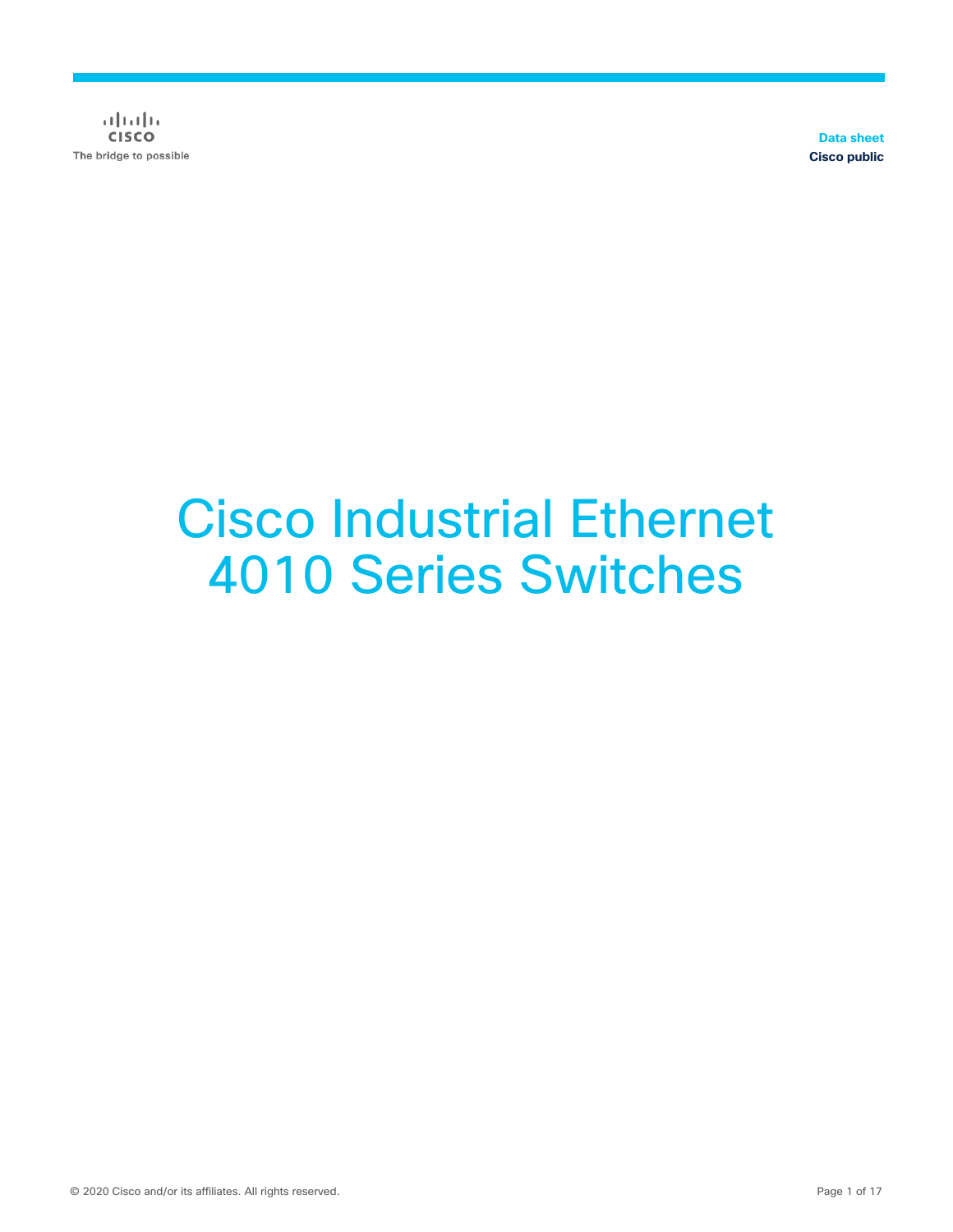Data sheet
Cisco public

# Cisco Industrial Ethernet 4010 Series Switches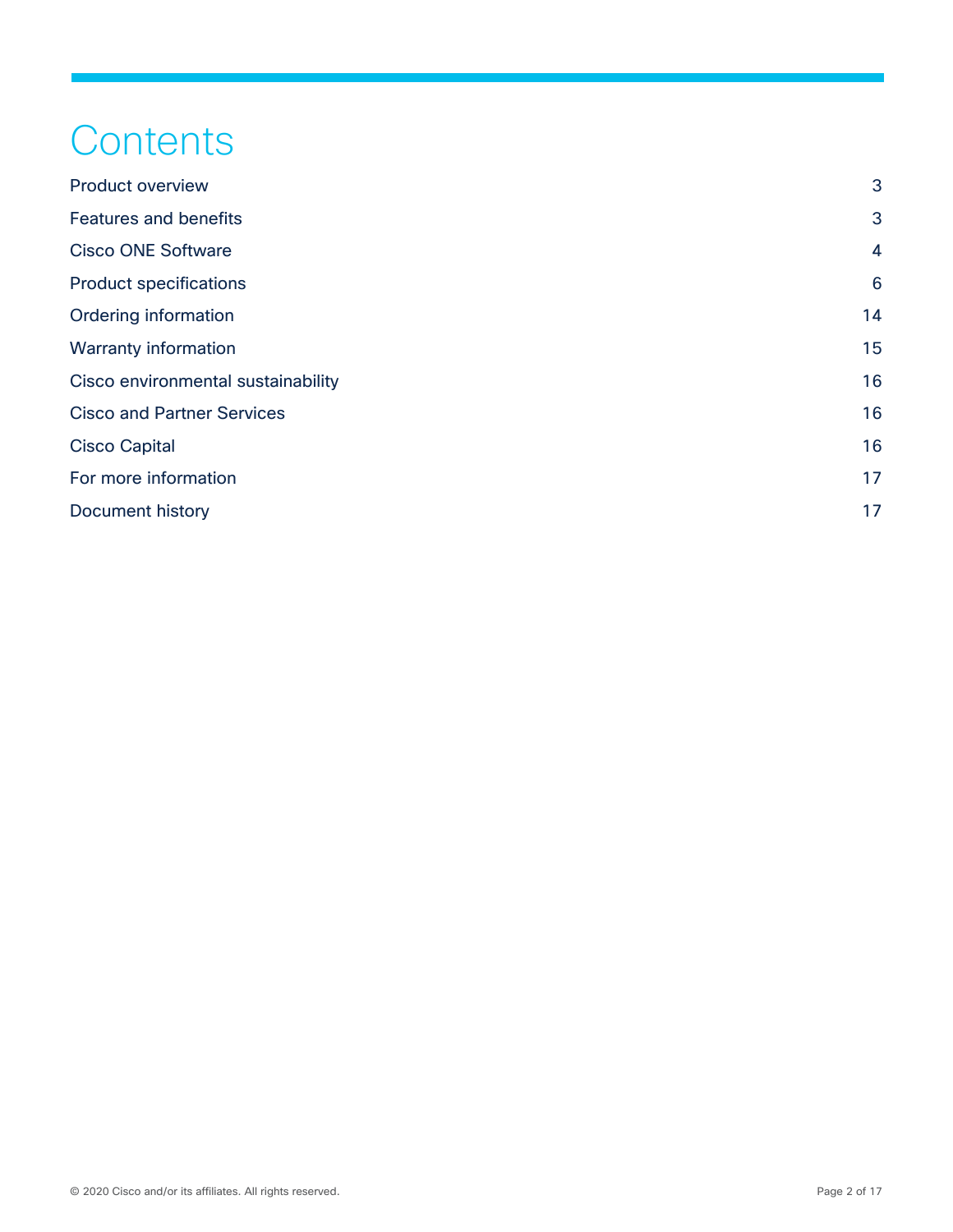# Contents

| | |
|---|---|
| Product overview | 3 |
| Features and benefits | 3 |
| Cisco ONE Software | 4 |
| Product specifications | 6 |
| Ordering information | 14 |
| Warranty information | 15 |
| Cisco environmental sustainability | 16 |
| Cisco and Partner Services | 16 |
| Cisco Capital | 16 |
| For more information | 17 |
| Document history | 17 |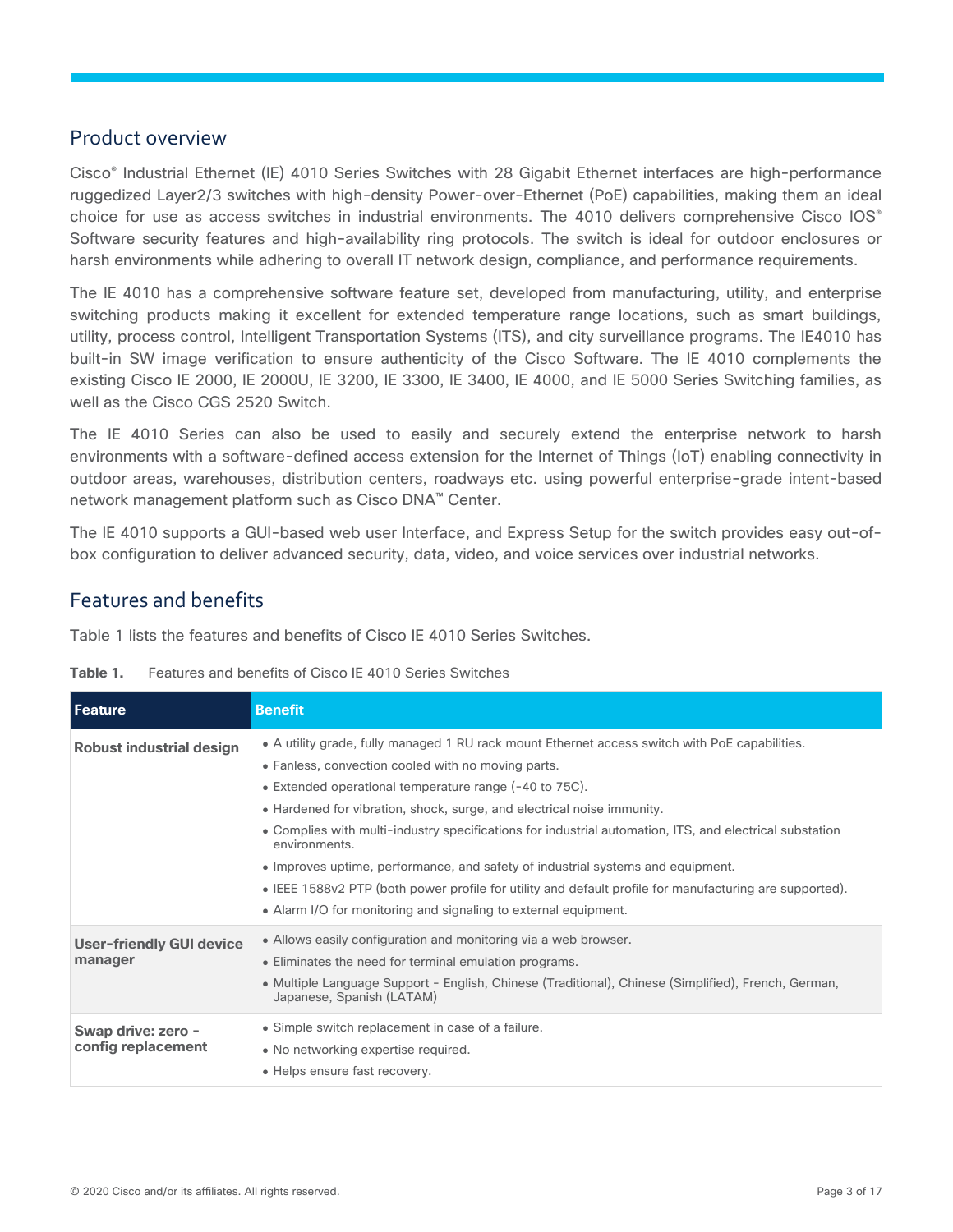## Product overview

Cisco® Industrial Ethernet (IE) 4010 Series Switches with 28 Gigabit Ethernet interfaces are high-performance ruggedized Layer2/3 switches with high-density Power-over-Ethernet (PoE) capabilities, making them an ideal choice for use as access switches in industrial environments. The 4010 delivers comprehensive Cisco IOS® Software security features and high-availability ring protocols. The switch is ideal for outdoor enclosures or harsh environments while adhering to overall IT network design, compliance, and performance requirements.

The IE 4010 has a comprehensive software feature set, developed from manufacturing, utility, and enterprise switching products making it excellent for extended temperature range locations, such as smart buildings, utility, process control, Intelligent Transportation Systems (ITS), and city surveillance programs. The IE4010 has built-in SW image verification to ensure authenticity of the Cisco Software. The IE 4010 complements the existing Cisco IE 2000, IE 2000U, IE 3200, IE 3300, IE 3400, IE 4000, and IE 5000 Series Switching families, as well as the Cisco CGS 2520 Switch.

The IE 4010 Series can also be used to easily and securely extend the enterprise network to harsh environments with a software-defined access extension for the Internet of Things (IoT) enabling connectivity in outdoor areas, warehouses, distribution centers, roadways etc. using powerful enterprise-grade intent-based network management platform such as Cisco DNA™ Center.

The IE 4010 supports a GUI-based web user Interface, and Express Setup for the switch provides easy out-of-box configuration to deliver advanced security, data, video, and voice services over industrial networks.

## Features and benefits

Table 1 lists the features and benefits of Cisco IE 4010 Series Switches.

**Table 1.** Features and benefits of Cisco IE 4010 Series Switches

| Feature | Benefit |
| --- | --- |
| **Robust industrial design** | • A utility grade, fully managed 1 RU rack mount Ethernet access switch with PoE capabilities.<br>• Fanless, convection cooled with no moving parts.<br>• Extended operational temperature range (-40 to 75C).<br>• Hardened for vibration, shock, surge, and electrical noise immunity.<br>• Complies with multi-industry specifications for industrial automation, ITS, and electrical substation environments.<br>• Improves uptime, performance, and safety of industrial systems and equipment.<br>• IEEE 1588v2 PTP (both power profile for utility and default profile for manufacturing are supported).<br>• Alarm I/O for monitoring and signaling to external equipment. |
| **User-friendly GUI device manager** | • Allows easily configuration and monitoring via a web browser.<br>• Eliminates the need for terminal emulation programs.<br>• Multiple Language Support - English, Chinese (Traditional), Chinese (Simplified), French, German, Japanese, Spanish (LATAM) |
| **Swap drive: zero - config replacement** | • Simple switch replacement in case of a failure.<br>• No networking expertise required.<br>• Helps ensure fast recovery. |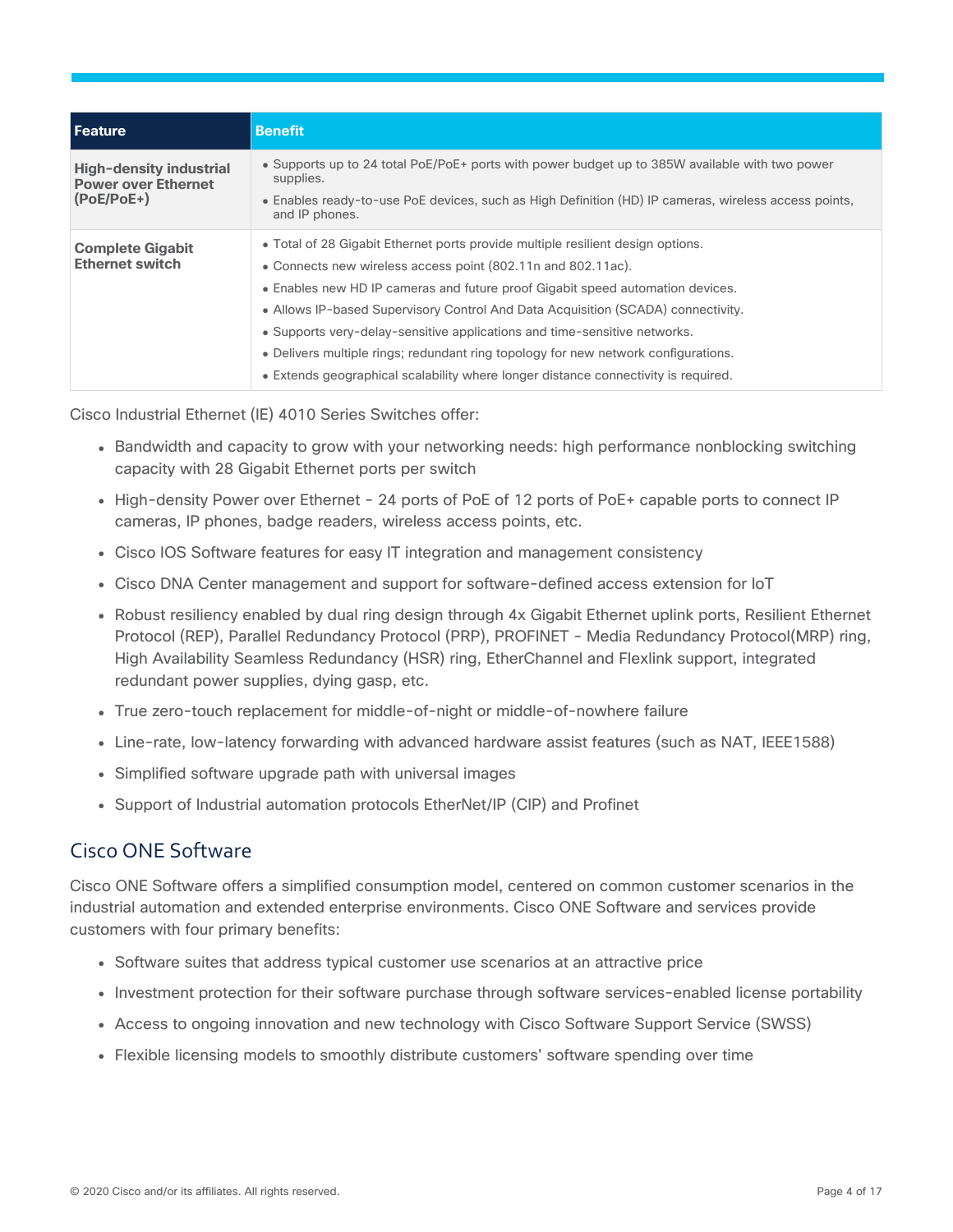| Feature | Benefit |
| --- | --- |
| **High-density industrial Power over Ethernet (PoE/PoE+)** | • Supports up to 24 total PoE/PoE+ ports with power budget up to 385W available with two power supplies.<br>• Enables ready-to-use PoE devices, such as High Definition (HD) IP cameras, wireless access points, and IP phones. |
| **Complete Gigabit Ethernet switch** | • Total of 28 Gigabit Ethernet ports provide multiple resilient design options.<br>• Connects new wireless access point (802.11n and 802.11ac).<br>• Enables new HD IP cameras and future proof Gigabit speed automation devices.<br>• Allows IP-based Supervisory Control And Data Acquisition (SCADA) connectivity.<br>• Supports very-delay-sensitive applications and time-sensitive networks.<br>• Delivers multiple rings; redundant ring topology for new network configurations.<br>• Extends geographical scalability where longer distance connectivity is required. |

Cisco Industrial Ethernet (IE) 4010 Series Switches offer:

- Bandwidth and capacity to grow with your networking needs: high performance nonblocking switching capacity with 28 Gigabit Ethernet ports per switch
- High-density Power over Ethernet - 24 ports of PoE of 12 ports of PoE+ capable ports to connect IP cameras, IP phones, badge readers, wireless access points, etc.
- Cisco IOS Software features for easy IT integration and management consistency
- Cisco DNA Center management and support for software-defined access extension for IoT
- Robust resiliency enabled by dual ring design through 4x Gigabit Ethernet uplink ports, Resilient Ethernet Protocol (REP), Parallel Redundancy Protocol (PRP), PROFINET - Media Redundancy Protocol(MRP) ring, High Availability Seamless Redundancy (HSR) ring, EtherChannel and Flexlink support, integrated redundant power supplies, dying gasp, etc.
- True zero-touch replacement for middle-of-night or middle-of-nowhere failure
- Line-rate, low-latency forwarding with advanced hardware assist features (such as NAT, IEEE1588)
- Simplified software upgrade path with universal images
- Support of Industrial automation protocols EtherNet/IP (CIP) and Profinet

## Cisco ONE Software

Cisco ONE Software offers a simplified consumption model, centered on common customer scenarios in the industrial automation and extended enterprise environments. Cisco ONE Software and services provide customers with four primary benefits:

- Software suites that address typical customer use scenarios at an attractive price
- Investment protection for their software purchase through software services-enabled license portability
- Access to ongoing innovation and new technology with Cisco Software Support Service (SWSS)
- Flexible licensing models to smoothly distribute customers' software spending over time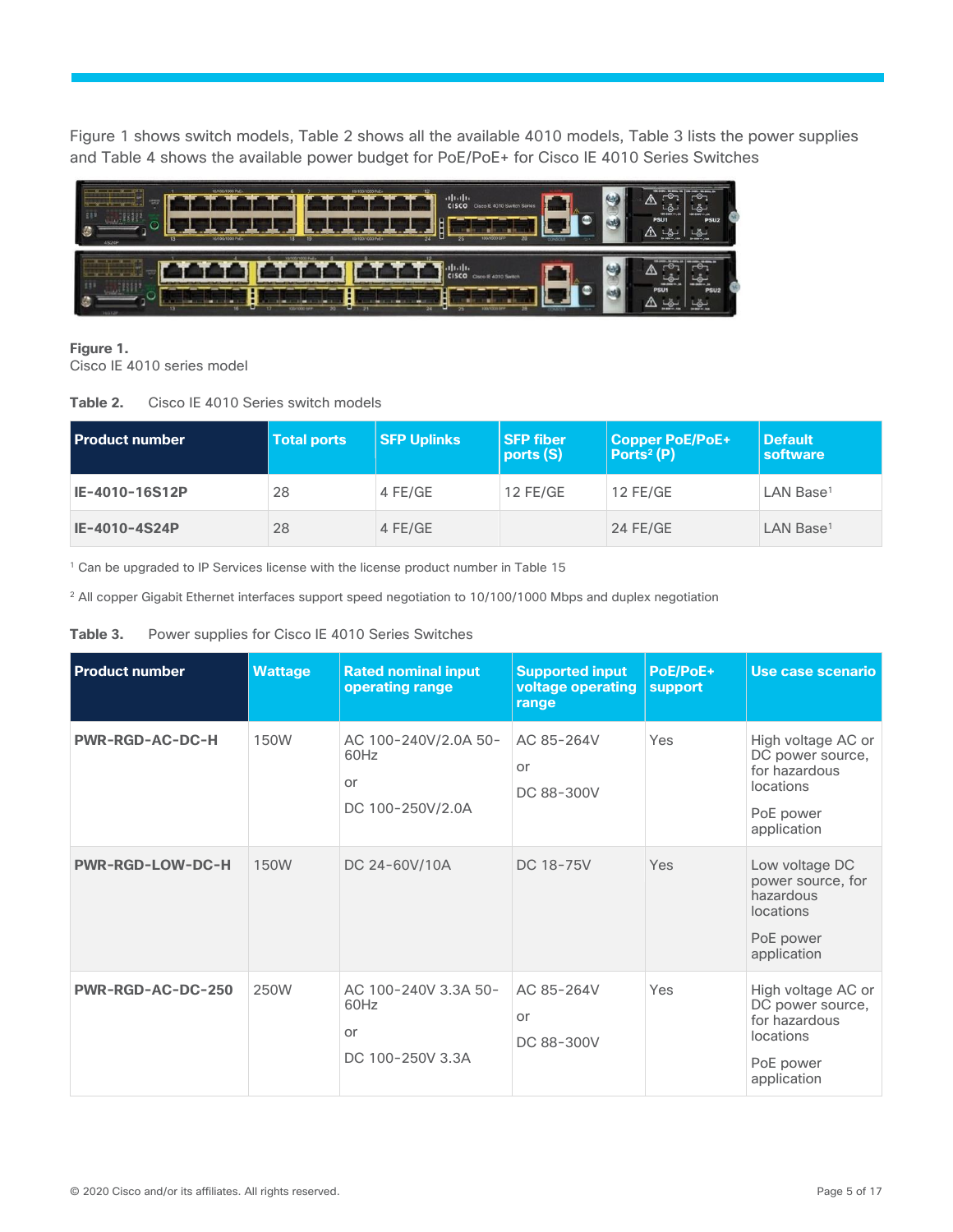Figure 1 shows switch models, Table 2 shows all the available 4010 models, Table 3 lists the power supplies and Table 4 shows the available power budget for PoE/PoE+ for Cisco IE 4010 Series Switches

**Figure 1.**
Cisco IE 4010 series model

**Table 2.** Cisco IE 4010 Series switch models

| Product number | Total ports | SFP Uplinks | SFP fiber ports (S) | Copper PoE/PoE+ Ports[2] (P) | Default software |
|---|---|---|---|---|---|
| **IE-4010-16S12P** | 28 | 4 FE/GE | 12 FE/GE | 12 FE/GE | LAN Base[1] |
| **IE-4010-4S24P** | 28 | 4 FE/GE | | 24 FE/GE | LAN Base[1] |

[1] Can be upgraded to IP Services license with the license product number in Table 15

[2] All copper Gigabit Ethernet interfaces support speed negotiation to 10/100/1000 Mbps and duplex negotiation

**Table 3.** Power supplies for Cisco IE 4010 Series Switches

| Product number | Wattage | Rated nominal input operating range | Supported input voltage operating range | PoE/PoE+ support | Use case scenario |
|---|---|---|---|---|---|
| **PWR-RGD-AC-DC-H** | 150W | AC 100-240V/2.0A 50-60Hz<br><br>or<br><br>DC 100-250V/2.0A | AC 85-264V<br><br>or<br><br>DC 88-300V | Yes | High voltage AC or DC power source, for hazardous locations<br><br>PoE power application |
| **PWR-RGD-LOW-DC-H** | 150W | DC 24-60V/10A | DC 18-75V | Yes | Low voltage DC power source, for hazardous locations<br><br>PoE power application |
| **PWR-RGD-AC-DC-250** | 250W | AC 100-240V 3.3A 50-60Hz<br><br>or<br><br>DC 100-250V 3.3A | AC 85-264V<br><br>or<br><br>DC 88-300V | Yes | High voltage AC or DC power source, for hazardous locations<br><br>PoE power application |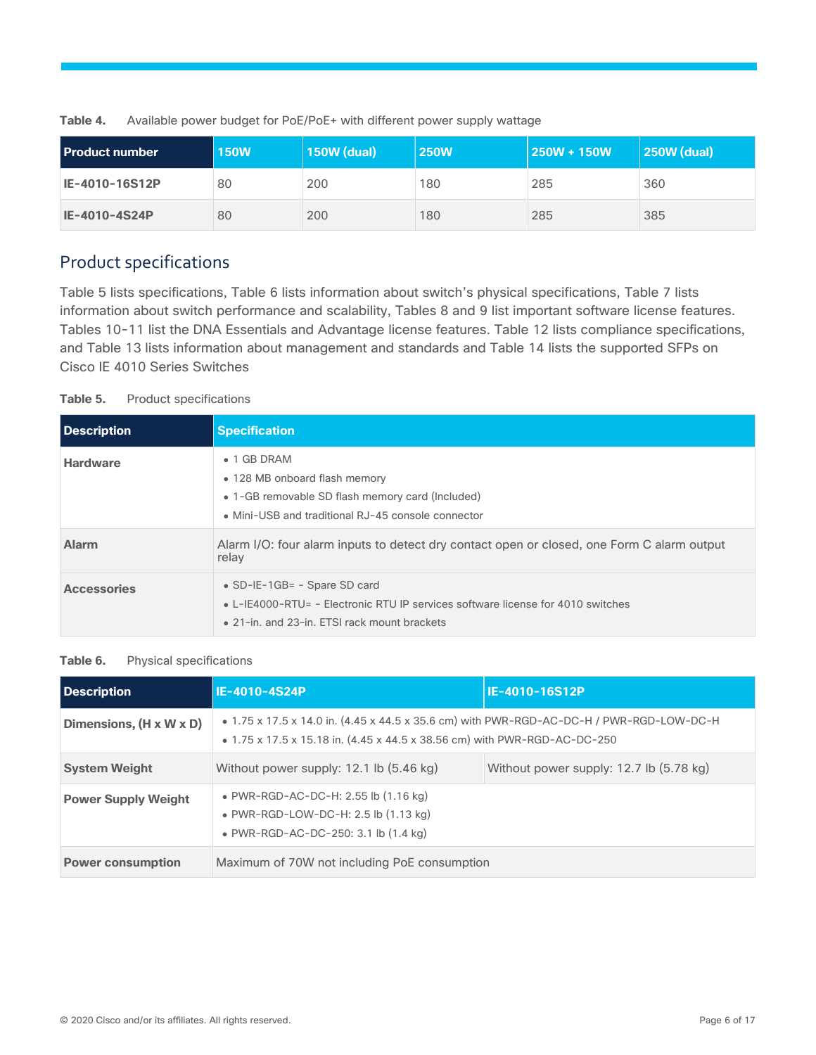**Table 4.** Available power budget for PoE/PoE+ with different power supply wattage

| Product number | 150W | 150W (dual) | 250W | 250W + 150W | 250W (dual) |
|---|---|---|---|---|---|
| **IE-4010-16S12P** | 80 | 200 | 180 | 285 | 360 |
| **IE-4010-4S24P** | 80 | 200 | 180 | 285 | 385 |

## Product specifications

Table 5 lists specifications, Table 6 lists information about switch's physical specifications, Table 7 lists information about switch performance and scalability, Tables 8 and 9 list important software license features. Tables 10-11 list the DNA Essentials and Advantage license features. Table 12 lists compliance specifications, and Table 13 lists information about management and standards and Table 14 lists the supported SFPs on Cisco IE 4010 Series Switches

**Table 5.** Product specifications

| Description | Specification |
|---|---|
| **Hardware** | • 1 GB DRAM<br>• 128 MB onboard flash memory<br>• 1-GB removable SD flash memory card (Included)<br>• Mini-USB and traditional RJ-45 console connector |
| **Alarm** | Alarm I/O: four alarm inputs to detect dry contact open or closed, one Form C alarm output relay |
| **Accessories** | • SD-IE-1GB= - Spare SD card<br>• L-IE4000-RTU= - Electronic RTU IP services software license for 4010 switches<br>• 21-in. and 23-in. ETSI rack mount brackets |

**Table 6.** Physical specifications

| Description | IE-4010-4S24P | IE-4010-16S12P |
|---|---|---|
| **Dimensions, (H x W x D)** | • 1.75 x 17.5 x 14.0 in. (4.45 x 44.5 x 35.6 cm) with PWR-RGD-AC-DC-H / PWR-RGD-LOW-DC-H<br>• 1.75 x 17.5 x 15.18 in. (4.45 x 44.5 x 38.56 cm) with PWR-RGD-AC-DC-250 | |
| **System Weight** | Without power supply: 12.1 lb (5.46 kg) | Without power supply: 12.7 lb (5.78 kg) |
| **Power Supply Weight** | • PWR-RGD-AC-DC-H: 2.55 lb (1.16 kg)<br>• PWR-RGD-LOW-DC-H: 2.5 lb (1.13 kg)<br>• PWR-RGD-AC-DC-250: 3.1 lb (1.4 kg) | |
| **Power consumption** | Maximum of 70W not including PoE consumption | |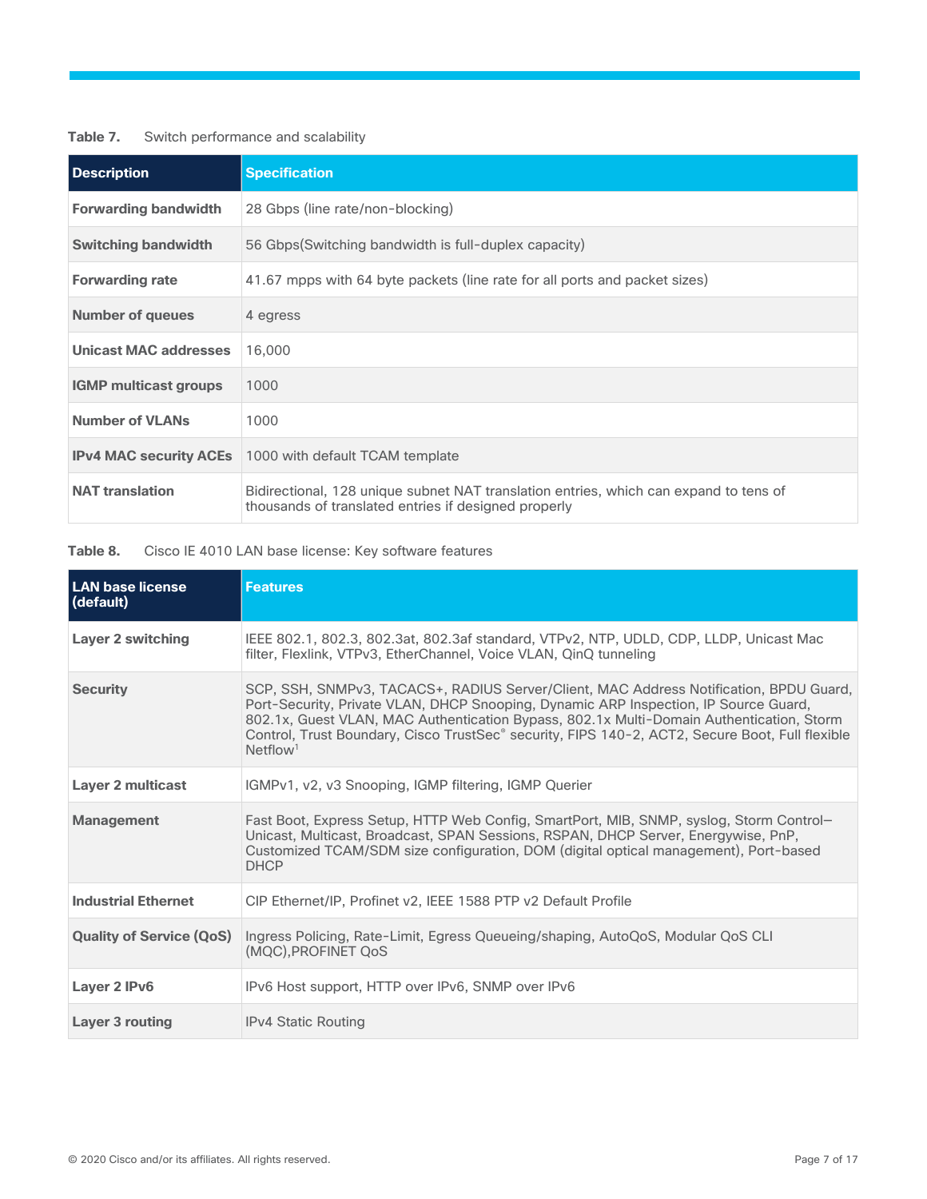**Table 7.** Switch performance and scalability

| Description | Specification |
| --- | --- |
| **Forwarding bandwidth** | 28 Gbps (line rate/non-blocking) |
| **Switching bandwidth** | 56 Gbps(Switching bandwidth is full-duplex capacity) |
| **Forwarding rate** | 41.67 mpps with 64 byte packets (line rate for all ports and packet sizes) |
| **Number of queues** | 4 egress |
| **Unicast MAC addresses** | 16,000 |
| **IGMP multicast groups** | 1000 |
| **Number of VLANs** | 1000 |
| **IPv4 MAC security ACEs** | 1000 with default TCAM template |
| **NAT translation** | Bidirectional, 128 unique subnet NAT translation entries, which can expand to tens of thousands of translated entries if designed properly |

**Table 8.** Cisco IE 4010 LAN base license: Key software features

| LAN base license (default) | Features |
| --- | --- |
| **Layer 2 switching** | IEEE 802.1, 802.3, 802.3at, 802.3af standard, VTPv2, NTP, UDLD, CDP, LLDP, Unicast Mac filter, Flexlink, VTPv3, EtherChannel, Voice VLAN, QinQ tunneling |
| **Security** | SCP, SSH, SNMPv3, TACACS+, RADIUS Server/Client, MAC Address Notification, BPDU Guard, Port-Security, Private VLAN, DHCP Snooping, Dynamic ARP Inspection, IP Source Guard, 802.1x, Guest VLAN, MAC Authentication Bypass, 802.1x Multi-Domain Authentication, Storm Control, Trust Boundary, Cisco TrustSec® security, FIPS 140-2, ACT2, Secure Boot, Full flexible Netflow[1] |
| **Layer 2 multicast** | IGMPv1, v2, v3 Snooping, IGMP filtering, IGMP Querier |
| **Management** | Fast Boot, Express Setup, HTTP Web Config, SmartPort, MIB, SNMP, syslog, Storm Control–Unicast, Multicast, Broadcast, SPAN Sessions, RSPAN, DHCP Server, Energywise, PnP, Customized TCAM/SDM size configuration, DOM (digital optical management), Port-based DHCP |
| **Industrial Ethernet** | CIP Ethernet/IP, Profinet v2, IEEE 1588 PTP v2 Default Profile |
| **Quality of Service (QoS)** | Ingress Policing, Rate-Limit, Egress Queueing/shaping, AutoQoS, Modular QoS CLI (MQC),PROFINET QoS |
| **Layer 2 IPv6** | IPv6 Host support, HTTP over IPv6, SNMP over IPv6 |
| **Layer 3 routing** | IPv4 Static Routing |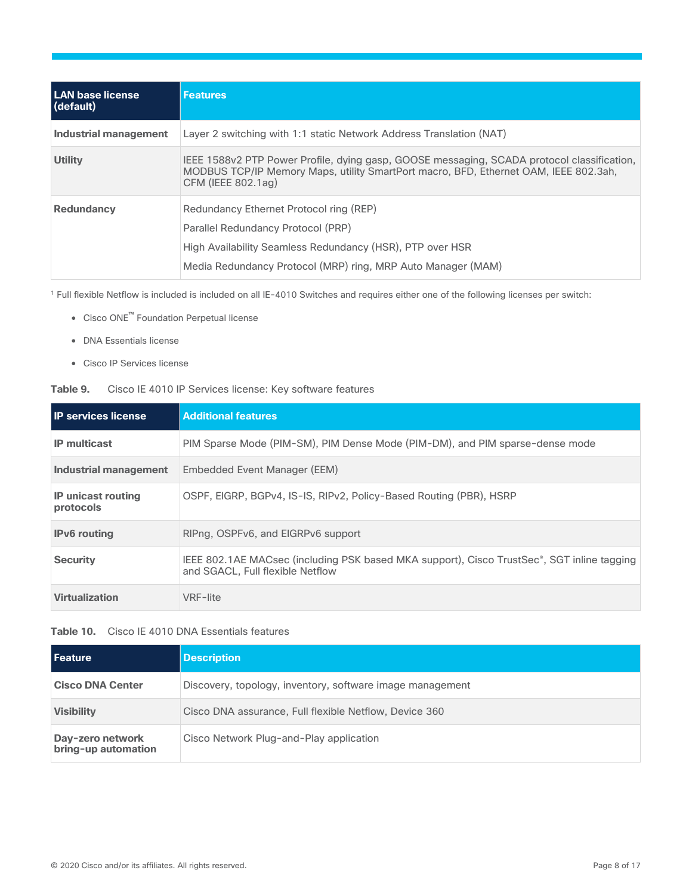| LAN base license (default) | Features |
| --- | --- |
| **Industrial management** | Layer 2 switching with 1:1 static Network Address Translation (NAT) |
| **Utility** | IEEE 1588v2 PTP Power Profile, dying gasp, GOOSE messaging, SCADA protocol classification, MODBUS TCP/IP Memory Maps, utility SmartPort macro, BFD, Ethernet OAM, IEEE 802.3ah, CFM (IEEE 802.1ag) |
| **Redundancy** | Redundancy Ethernet Protocol ring (REP)<br>Parallel Redundancy Protocol (PRP)<br>High Availability Seamless Redundancy (HSR), PTP over HSR<br>Media Redundancy Protocol (MRP) ring, MRP Auto Manager (MAM) |

[1] Full flexible Netflow is included is included on all IE-4010 Switches and requires either one of the following licenses per switch:

- Cisco ONE™ Foundation Perpetual license
- DNA Essentials license
- Cisco IP Services license

**Table 9.** Cisco IE 4010 IP Services license: Key software features

| IP services license | Additional features |
| --- | --- |
| **IP multicast** | PIM Sparse Mode (PIM-SM), PIM Dense Mode (PIM-DM), and PIM sparse-dense mode |
| **Industrial management** | Embedded Event Manager (EEM) |
| **IP unicast routing protocols** | OSPF, EIGRP, BGPv4, IS-IS, RIPv2, Policy-Based Routing (PBR), HSRP |
| **IPv6 routing** | RIPng, OSPFv6, and EIGRPv6 support |
| **Security** | IEEE 802.1AE MACsec (including PSK based MKA support), Cisco TrustSec®, SGT inline tagging and SGACL, Full flexible Netflow |
| **Virtualization** | VRF-lite |

**Table 10.** Cisco IE 4010 DNA Essentials features

| Feature | Description |
| --- | --- |
| **Cisco DNA Center** | Discovery, topology, inventory, software image management |
| **Visibility** | Cisco DNA assurance, Full flexible Netflow, Device 360 |
| **Day-zero network bring-up automation** | Cisco Network Plug-and-Play application |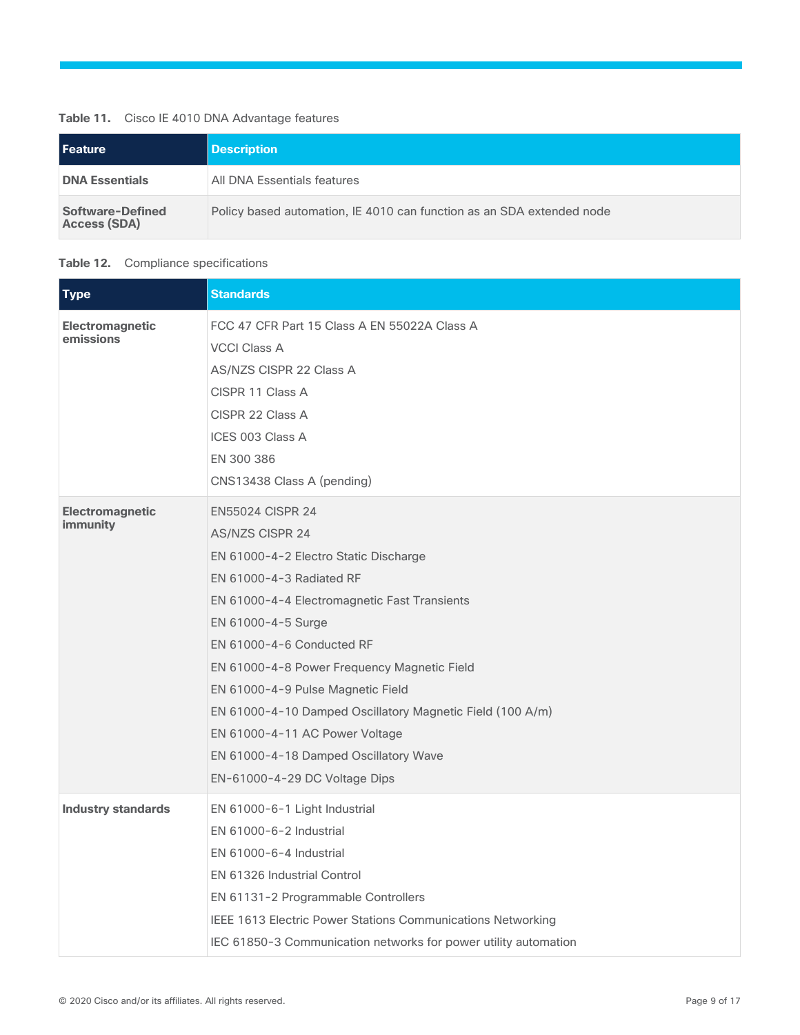**Table 11.** Cisco IE 4010 DNA Advantage features

| Feature | Description |
| --- | --- |
| **DNA Essentials** | All DNA Essentials features |
| **Software-Defined Access (SDA)** | Policy based automation, IE 4010 can function as an SDA extended node |

**Table 12.** Compliance specifications

| Type | Standards |
| --- | --- |
| **Electromagnetic emissions** | FCC 47 CFR Part 15 Class A EN 55022A Class A<br>VCCI Class A<br>AS/NZS CISPR 22 Class A<br>CISPR 11 Class A<br>CISPR 22 Class A<br>ICES 003 Class A<br>EN 300 386<br>CNS13438 Class A (pending) |
| **Electromagnetic immunity** | EN55024 CISPR 24<br>AS/NZS CISPR 24<br>EN 61000-4-2 Electro Static Discharge<br>EN 61000-4-3 Radiated RF<br>EN 61000-4-4 Electromagnetic Fast Transients<br>EN 61000-4-5 Surge<br>EN 61000-4-6 Conducted RF<br>EN 61000-4-8 Power Frequency Magnetic Field<br>EN 61000-4-9 Pulse Magnetic Field<br>EN 61000-4-10 Damped Oscillatory Magnetic Field (100 A/m)<br>EN 61000-4-11 AC Power Voltage<br>EN 61000-4-18 Damped Oscillatory Wave<br>EN-61000-4-29 DC Voltage Dips |
| **Industry standards** | EN 61000-6-1 Light Industrial<br>EN 61000-6-2 Industrial<br>EN 61000-6-4 Industrial<br>EN 61326 Industrial Control<br>EN 61131-2 Programmable Controllers<br>IEEE 1613 Electric Power Stations Communications Networking<br>IEC 61850-3 Communication networks for power utility automation |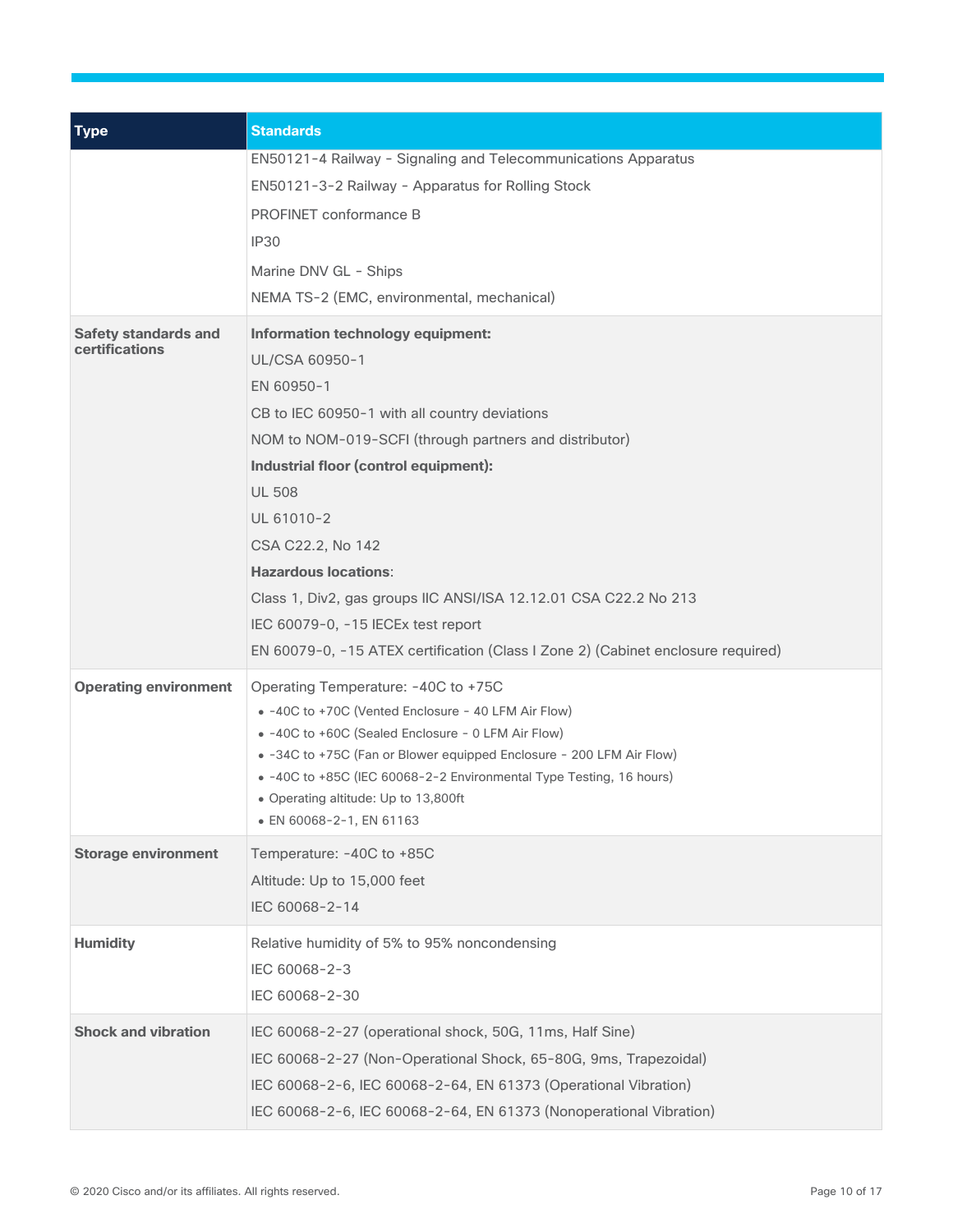| Type | Standards |
| --- | --- |
| | EN50121-4 Railway - Signaling and Telecommunications Apparatus<br>EN50121-3-2 Railway - Apparatus for Rolling Stock<br>PROFINET conformance B<br>IP30<br>Marine DNV GL - Ships<br>NEMA TS-2 (EMC, environmental, mechanical) |
| **Safety standards and certifications** | **Information technology equipment:**<br>UL/CSA 60950-1<br>EN 60950-1<br>CB to IEC 60950-1 with all country deviations<br>NOM to NOM-019-SCFI (through partners and distributor)<br>**Industrial floor (control equipment):**<br>UL 508<br>UL 61010-2<br>CSA C22.2, No 142<br>**Hazardous locations**:<br>Class 1, Div2, gas groups IIC ANSI/ISA 12.12.01 CSA C22.2 No 213<br>IEC 60079-0, -15 IECEx test report<br>EN 60079-0, -15 ATEX certification (Class I Zone 2) (Cabinet enclosure required) |
| **Operating environment** | Operating Temperature: -40C to +75C<br>• -40C to +70C (Vented Enclosure - 40 LFM Air Flow)<br>• -40C to +60C (Sealed Enclosure - 0 LFM Air Flow)<br>• -34C to +75C (Fan or Blower equipped Enclosure - 200 LFM Air Flow)<br>• -40C to +85C (IEC 60068-2-2 Environmental Type Testing, 16 hours)<br>• Operating altitude: Up to 13,800ft<br>• EN 60068-2-1, EN 61163 |
| **Storage environment** | Temperature: -40C to +85C<br>Altitude: Up to 15,000 feet<br>IEC 60068-2-14 |
| **Humidity** | Relative humidity of 5% to 95% noncondensing<br>IEC 60068-2-3<br>IEC 60068-2-30 |
| **Shock and vibration** | IEC 60068-2-27 (operational shock, 50G, 11ms, Half Sine)<br>IEC 60068-2-27 (Non-Operational Shock, 65-80G, 9ms, Trapezoidal)<br>IEC 60068-2-6, IEC 60068-2-64, EN 61373 (Operational Vibration)<br>IEC 60068-2-6, IEC 60068-2-64, EN 61373 (Nonoperational Vibration) |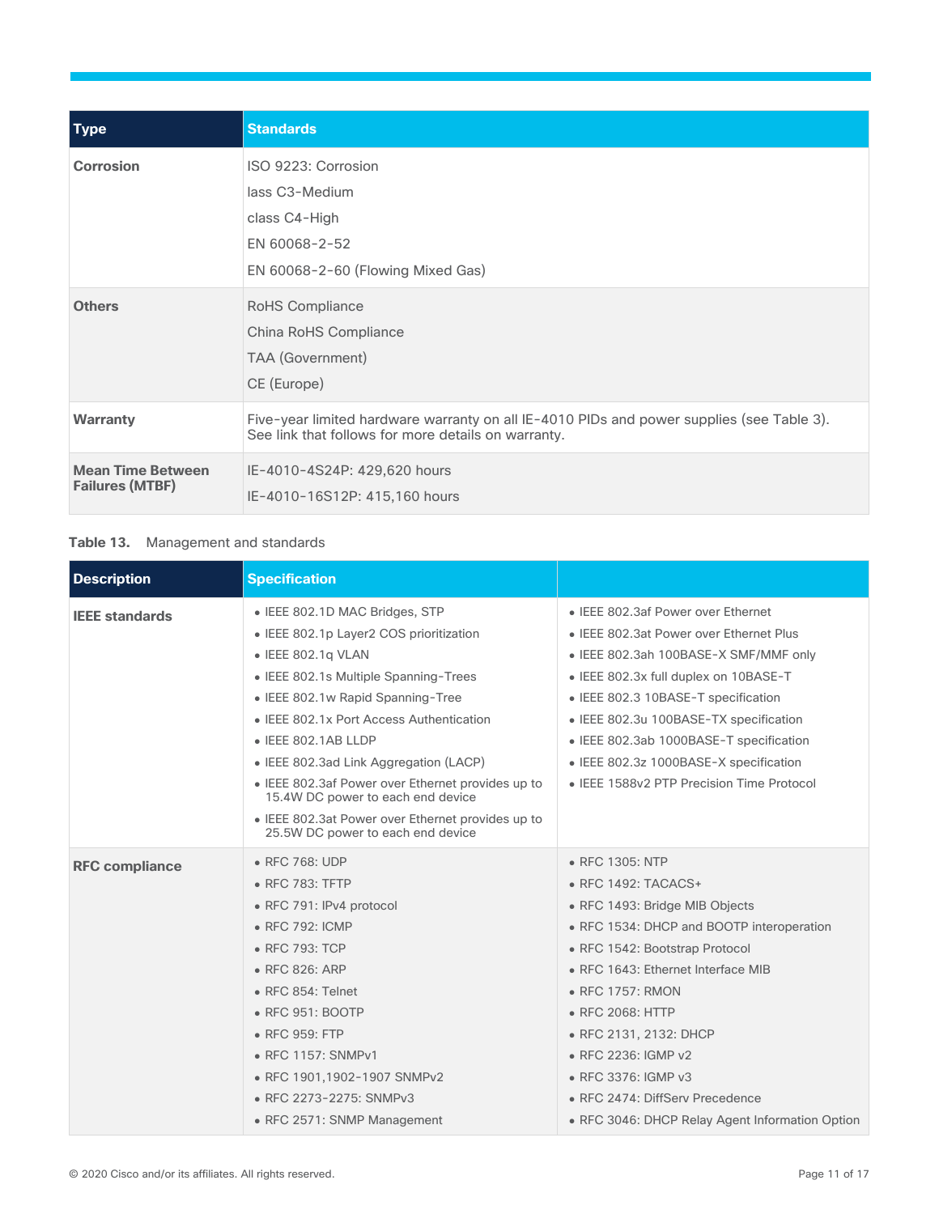| Type | Standards |
|---|---|
| **Corrosion** | ISO 9223: Corrosion<br>lass C3-Medium<br>class C4-High<br>EN 60068-2-52<br>EN 60068-2-60 (Flowing Mixed Gas) |
| **Others** | RoHS Compliance<br>China RoHS Compliance<br>TAA (Government)<br>CE (Europe) |
| **Warranty** | Five-year limited hardware warranty on all IE-4010 PIDs and power supplies (see Table 3). See link that follows for more details on warranty. |
| **Mean Time Between Failures (MTBF)** | IE-4010-4S24P: 429,620 hours<br>IE-4010-16S12P: 415,160 hours |

**Table 13.** Management and standards

| Description | Specification | |
|---|---|---|
| **IEEE standards** | • IEEE 802.1D MAC Bridges, STP<br>• IEEE 802.1p Layer2 COS prioritization<br>• IEEE 802.1q VLAN<br>• IEEE 802.1s Multiple Spanning-Trees<br>• IEEE 802.1w Rapid Spanning-Tree<br>• IEEE 802.1x Port Access Authentication<br>• IEEE 802.1AB LLDP<br>• IEEE 802.3ad Link Aggregation (LACP)<br>• IEEE 802.3af Power over Ethernet provides up to 15.4W DC power to each end device<br>• IEEE 802.3at Power over Ethernet provides up to 25.5W DC power to each end device | • IEEE 802.3af Power over Ethernet<br>• IEEE 802.3at Power over Ethernet Plus<br>• IEEE 802.3ah 100BASE-X SMF/MMF only<br>• IEEE 802.3x full duplex on 10BASE-T<br>• IEEE 802.3 10BASE-T specification<br>• IEEE 802.3u 100BASE-TX specification<br>• IEEE 802.3ab 1000BASE-T specification<br>• IEEE 802.3z 1000BASE-X specification<br>• IEEE 1588v2 PTP Precision Time Protocol |
| **RFC compliance** | • RFC 768: UDP<br>• RFC 783: TFTP<br>• RFC 791: IPv4 protocol<br>• RFC 792: ICMP<br>• RFC 793: TCP<br>• RFC 826: ARP<br>• RFC 854: Telnet<br>• RFC 951: BOOTP<br>• RFC 959: FTP<br>• RFC 1157: SNMPv1<br>• RFC 1901,1902-1907 SNMPv2<br>• RFC 2273-2275: SNMPv3<br>• RFC 2571: SNMP Management | • RFC 1305: NTP<br>• RFC 1492: TACACS+<br>• RFC 1493: Bridge MIB Objects<br>• RFC 1534: DHCP and BOOTP interoperation<br>• RFC 1542: Bootstrap Protocol<br>• RFC 1643: Ethernet Interface MIB<br>• RFC 1757: RMON<br>• RFC 2068: HTTP<br>• RFC 2131, 2132: DHCP<br>• RFC 2236: IGMP v2<br>• RFC 3376: IGMP v3<br>• RFC 2474: DiffServ Precedence<br>• RFC 3046: DHCP Relay Agent Information Option |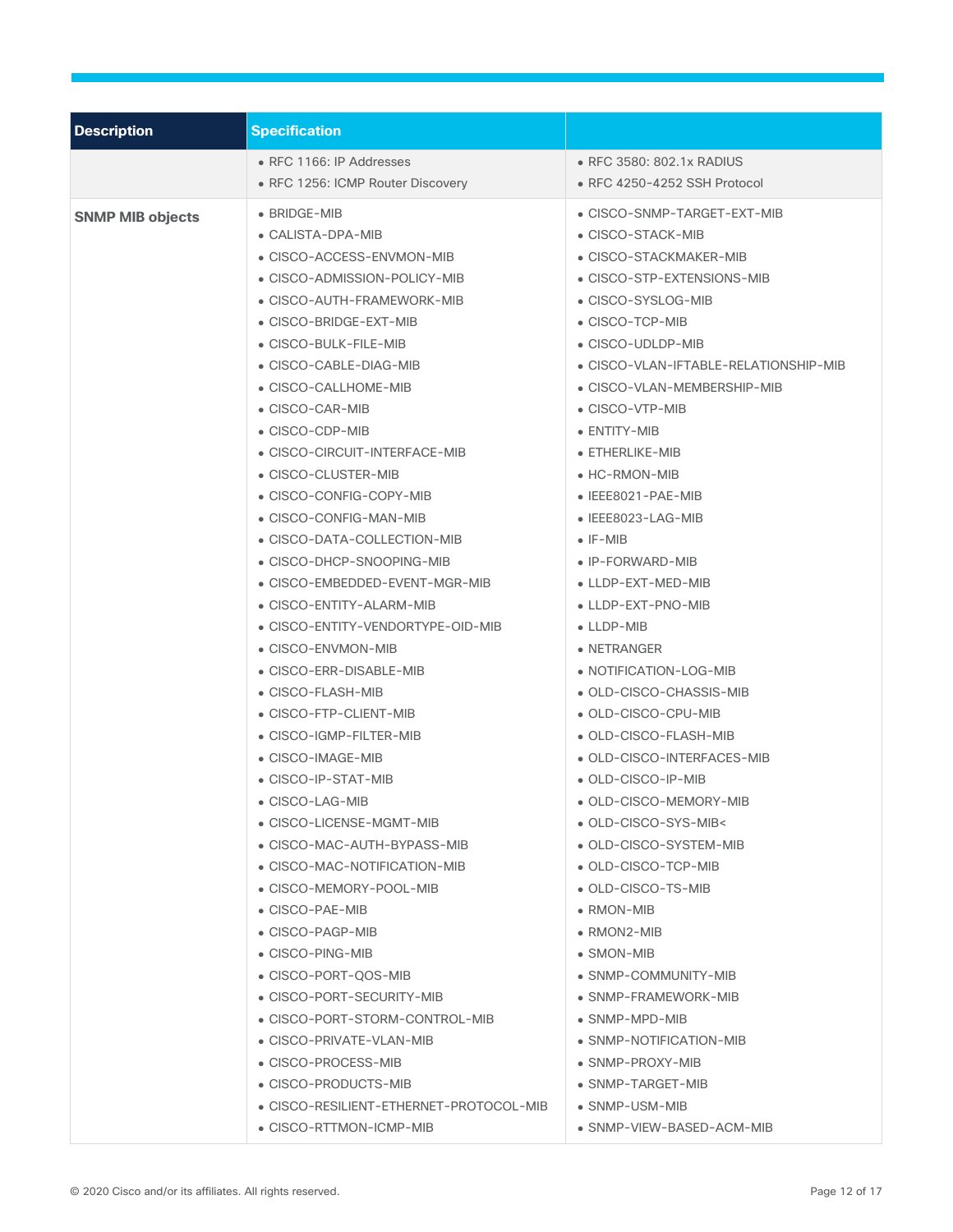| Description | Specification | |
| --- | --- | --- |
| | • RFC 1166: IP Addresses<br>• RFC 1256: ICMP Router Discovery | • RFC 3580: 802.1x RADIUS<br>• RFC 4250-4252 SSH Protocol |
| **SNMP MIB objects** | • BRIDGE-MIB<br>• CALISTA-DPA-MIB<br>• CISCO-ACCESS-ENVMON-MIB<br>• CISCO-ADMISSION-POLICY-MIB<br>• CISCO-AUTH-FRAMEWORK-MIB<br>• CISCO-BRIDGE-EXT-MIB<br>• CISCO-BULK-FILE-MIB<br>• CISCO-CABLE-DIAG-MIB<br>• CISCO-CALLHOME-MIB<br>• CISCO-CAR-MIB<br>• CISCO-CDP-MIB<br>• CISCO-CIRCUIT-INTERFACE-MIB<br>• CISCO-CLUSTER-MIB<br>• CISCO-CONFIG-COPY-MIB<br>• CISCO-CONFIG-MAN-MIB<br>• CISCO-DATA-COLLECTION-MIB<br>• CISCO-DHCP-SNOOPING-MIB<br>• CISCO-EMBEDDED-EVENT-MGR-MIB<br>• CISCO-ENTITY-ALARM-MIB<br>• CISCO-ENTITY-VENDORTYPE-OID-MIB<br>• CISCO-ENVMON-MIB<br>• CISCO-ERR-DISABLE-MIB<br>• CISCO-FLASH-MIB<br>• CISCO-FTP-CLIENT-MIB<br>• CISCO-IGMP-FILTER-MIB<br>• CISCO-IMAGE-MIB<br>• CISCO-IP-STAT-MIB<br>• CISCO-LAG-MIB<br>• CISCO-LICENSE-MGMT-MIB<br>• CISCO-MAC-AUTH-BYPASS-MIB<br>• CISCO-MAC-NOTIFICATION-MIB<br>• CISCO-MEMORY-POOL-MIB<br>• CISCO-PAE-MIB<br>• CISCO-PAGP-MIB<br>• CISCO-PING-MIB<br>• CISCO-PORT-QOS-MIB<br>• CISCO-PORT-SECURITY-MIB<br>• CISCO-PORT-STORM-CONTROL-MIB<br>• CISCO-PRIVATE-VLAN-MIB<br>• CISCO-PROCESS-MIB<br>• CISCO-PRODUCTS-MIB<br>• CISCO-RESILIENT-ETHERNET-PROTOCOL-MIB<br>• CISCO-RTTMON-ICMP-MIB | • CISCO-SNMP-TARGET-EXT-MIB<br>• CISCO-STACK-MIB<br>• CISCO-STACKMAKER-MIB<br>• CISCO-STP-EXTENSIONS-MIB<br>• CISCO-SYSLOG-MIB<br>• CISCO-TCP-MIB<br>• CISCO-UDLDP-MIB<br>• CISCO-VLAN-IFTABLE-RELATIONSHIP-MIB<br>• CISCO-VLAN-MEMBERSHIP-MIB<br>• CISCO-VTP-MIB<br>• ENTITY-MIB<br>• ETHERLIKE-MIB<br>• HC-RMON-MIB<br>• IEEE8021-PAE-MIB<br>• IEEE8023-LAG-MIB<br>• IF-MIB<br>• IP-FORWARD-MIB<br>• LLDP-EXT-MED-MIB<br>• LLDP-EXT-PNO-MIB<br>• LLDP-MIB<br>• NETRANGER<br>• NOTIFICATION-LOG-MIB<br>• OLD-CISCO-CHASSIS-MIB<br>• OLD-CISCO-CPU-MIB<br>• OLD-CISCO-FLASH-MIB<br>• OLD-CISCO-INTERFACES-MIB<br>• OLD-CISCO-IP-MIB<br>• OLD-CISCO-MEMORY-MIB<br>• OLD-CISCO-SYS-MIB<<br>• OLD-CISCO-SYSTEM-MIB<br>• OLD-CISCO-TCP-MIB<br>• OLD-CISCO-TS-MIB<br>• RMON-MIB<br>• RMON2-MIB<br>• SMON-MIB<br>• SNMP-COMMUNITY-MIB<br>• SNMP-FRAMEWORK-MIB<br>• SNMP-MPD-MIB<br>• SNMP-NOTIFICATION-MIB<br>• SNMP-PROXY-MIB<br>• SNMP-TARGET-MIB<br>• SNMP-USM-MIB<br>• SNMP-VIEW-BASED-ACM-MIB |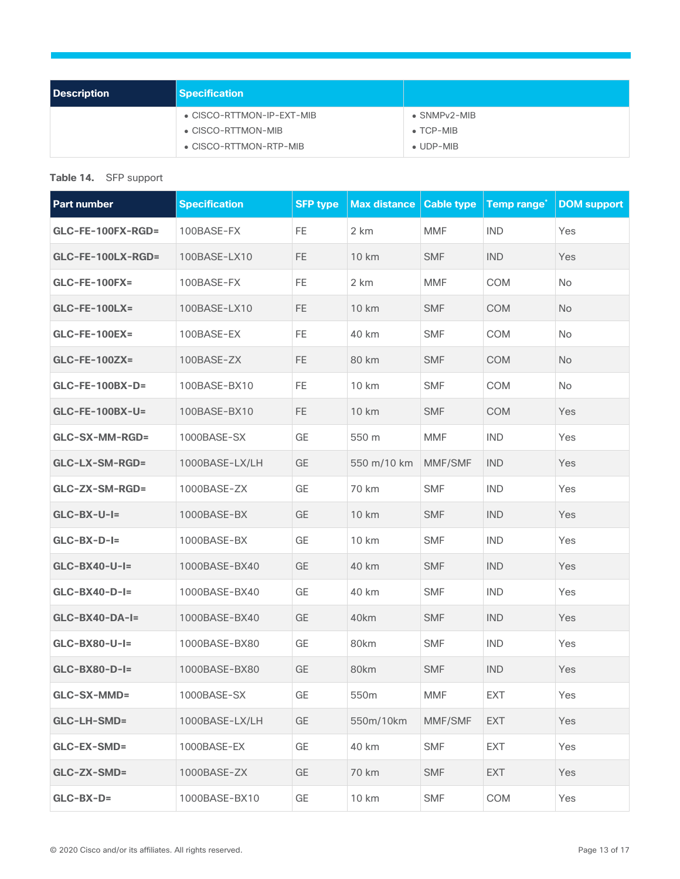| Description | Specification | |
|---|---|---|
| | • CISCO-RTTMON-IP-EXT-MIB<br>• CISCO-RTTMON-MIB<br>• CISCO-RTTMON-RTP-MIB | • SNMPv2-MIB<br>• TCP-MIB<br>• UDP-MIB |

**Table 14.** SFP support

| Part number | Specification | SFP type | Max distance | Cable type | Temp range* | DOM support |
|---|---|---|---|---|---|---|
| **GLC-FE-100FX-RGD=** | 100BASE-FX | FE | 2 km | MMF | IND | Yes |
| **GLC-FE-100LX-RGD=** | 100BASE-LX10 | FE | 10 km | SMF | IND | Yes |
| **GLC-FE-100FX=** | 100BASE-FX | FE | 2 km | MMF | COM | No |
| **GLC-FE-100LX=** | 100BASE-LX10 | FE | 10 km | SMF | COM | No |
| **GLC-FE-100EX=** | 100BASE-EX | FE | 40 km | SMF | COM | No |
| **GLC-FE-100ZX=** | 100BASE-ZX | FE | 80 km | SMF | COM | No |
| **GLC-FE-100BX-D=** | 100BASE-BX10 | FE | 10 km | SMF | COM | No |
| **GLC-FE-100BX-U=** | 100BASE-BX10 | FE | 10 km | SMF | COM | Yes |
| **GLC-SX-MM-RGD=** | 1000BASE-SX | GE | 550 m | MMF | IND | Yes |
| **GLC-LX-SM-RGD=** | 1000BASE-LX/LH | GE | 550 m/10 km | MMF/SMF | IND | Yes |
| **GLC-ZX-SM-RGD=** | 1000BASE-ZX | GE | 70 km | SMF | IND | Yes |
| **GLC-BX-U-I=** | 1000BASE-BX | GE | 10 km | SMF | IND | Yes |
| **GLC-BX-D-I=** | 1000BASE-BX | GE | 10 km | SMF | IND | Yes |
| **GLC-BX40-U-I=** | 1000BASE-BX40 | GE | 40 km | SMF | IND | Yes |
| **GLC-BX40-D-I=** | 1000BASE-BX40 | GE | 40 km | SMF | IND | Yes |
| **GLC-BX40-DA-I=** | 1000BASE-BX40 | GE | 40km | SMF | IND | Yes |
| **GLC-BX80-U-I=** | 1000BASE-BX80 | GE | 80km | SMF | IND | Yes |
| **GLC-BX80-D-I=** | 1000BASE-BX80 | GE | 80km | SMF | IND | Yes |
| **GLC-SX-MMD=** | 1000BASE-SX | GE | 550m | MMF | EXT | Yes |
| **GLC-LH-SMD=** | 1000BASE-LX/LH | GE | 550m/10km | MMF/SMF | EXT | Yes |
| **GLC-EX-SMD=** | 1000BASE-EX | GE | 40 km | SMF | EXT | Yes |
| **GLC-ZX-SMD=** | 1000BASE-ZX | GE | 70 km | SMF | EXT | Yes |
| **GLC-BX-D=** | 1000BASE-BX10 | GE | 10 km | SMF | COM | Yes |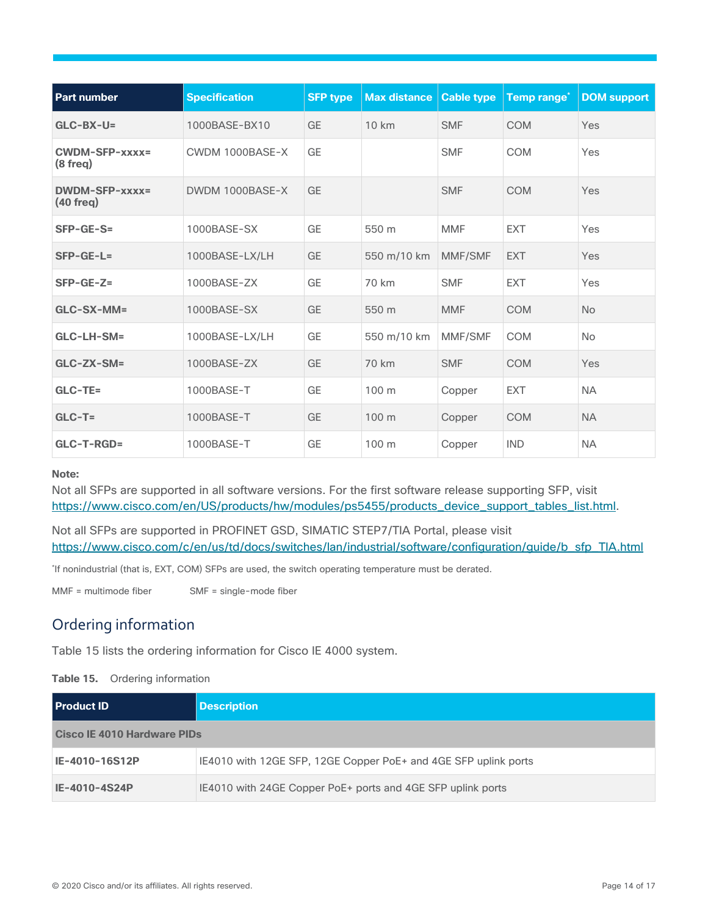| Part number | Specification | SFP type | Max distance | Cable type | Temp range* | DOM support |
|---|---|---|---|---|---|---|
| **GLC-BX-U=** | 1000BASE-BX10 | GE | 10 km | SMF | COM | Yes |
| **CWDM-SFP-xxxx= (8 freq)** | CWDM 1000BASE-X | GE | | SMF | COM | Yes |
| **DWDM-SFP-xxxx= (40 freq)** | DWDM 1000BASE-X | GE | | SMF | COM | Yes |
| **SFP-GE-S=** | 1000BASE-SX | GE | 550 m | MMF | EXT | Yes |
| **SFP-GE-L=** | 1000BASE-LX/LH | GE | 550 m/10 km | MMF/SMF | EXT | Yes |
| **SFP-GE-Z=** | 1000BASE-ZX | GE | 70 km | SMF | EXT | Yes |
| **GLC-SX-MM=** | 1000BASE-SX | GE | 550 m | MMF | COM | No |
| **GLC-LH-SM=** | 1000BASE-LX/LH | GE | 550 m/10 km | MMF/SMF | COM | No |
| **GLC-ZX-SM=** | 1000BASE-ZX | GE | 70 km | SMF | COM | Yes |
| **GLC-TE=** | 1000BASE-T | GE | 100 m | Copper | EXT | NA |
| **GLC-T=** | 1000BASE-T | GE | 100 m | Copper | COM | NA |
| **GLC-T-RGD=** | 1000BASE-T | GE | 100 m | Copper | IND | NA |

**Note:**

Not all SFPs are supported in all software versions. For the first software release supporting SFP, visit https://www.cisco.com/en/US/products/hw/modules/ps5455/products_device_support_tables_list.html.

Not all SFPs are supported in PROFINET GSD, SIMATIC STEP7/TIA Portal, please visit https://www.cisco.com/c/en/us/td/docs/switches/lan/industrial/software/configuration/guide/b_sfp_TIA.html

*If nonindustrial (that is, EXT, COM) SFPs are used, the switch operating temperature must be derated.

MMF = multimode fiber SMF = single-mode fiber

## Ordering information

Table 15 lists the ordering information for Cisco IE 4000 system.

**Table 15.** Ordering information

| Product ID | Description |
|---|---|
| **Cisco IE 4010 Hardware PIDs** | |
| **IE-4010-16S12P** | IE4010 with 12GE SFP, 12GE Copper PoE+ and 4GE SFP uplink ports |
| **IE-4010-4S24P** | IE4010 with 24GE Copper PoE+ ports and 4GE SFP uplink ports |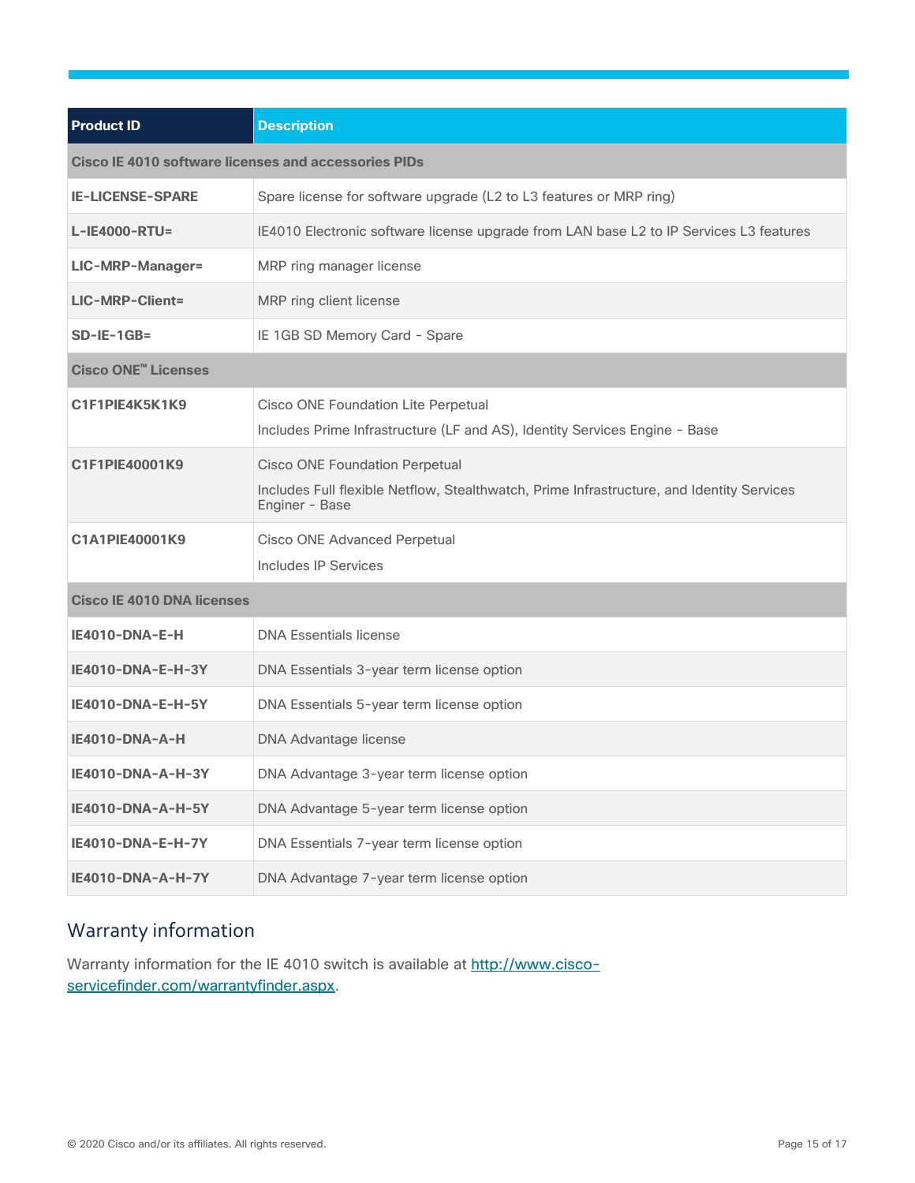| Product ID | Description |
| --- | --- |
| **Cisco IE 4010 software licenses and accessories PIDs** | |
| **IE-LICENSE-SPARE** | Spare license for software upgrade (L2 to L3 features or MRP ring) |
| **L-IE4000-RTU=** | IE4010 Electronic software license upgrade from LAN base L2 to IP Services L3 features |
| **LIC-MRP-Manager=** | MRP ring manager license |
| **LIC-MRP-Client=** | MRP ring client license |
| **SD-IE-1GB=** | IE 1GB SD Memory Card - Spare |
| **Cisco ONE™ Licenses** | |
| **C1F1PIE4K5K1K9** | Cisco ONE Foundation Lite Perpetual<br>Includes Prime Infrastructure (LF and AS), Identity Services Engine - Base |
| **C1F1PIE40001K9** | Cisco ONE Foundation Perpetual<br>Includes Full flexible Netflow, Stealthwatch, Prime Infrastructure, and Identity Services Enginer - Base |
| **C1A1PIE40001K9** | Cisco ONE Advanced Perpetual<br>Includes IP Services |
| **Cisco IE 4010 DNA licenses** | |
| **IE4010-DNA-E-H** | DNA Essentials license |
| **IE4010-DNA-E-H-3Y** | DNA Essentials 3-year term license option |
| **IE4010-DNA-E-H-5Y** | DNA Essentials 5-year term license option |
| **IE4010-DNA-A-H** | DNA Advantage license |
| **IE4010-DNA-A-H-3Y** | DNA Advantage 3-year term license option |
| **IE4010-DNA-A-H-5Y** | DNA Advantage 5-year term license option |
| **IE4010-DNA-E-H-7Y** | DNA Essentials 7-year term license option |
| **IE4010-DNA-A-H-7Y** | DNA Advantage 7-year term license option |

## Warranty information

Warranty information for the IE 4010 switch is available at http://www.cisco-servicefinder.com/warrantyfinder.aspx.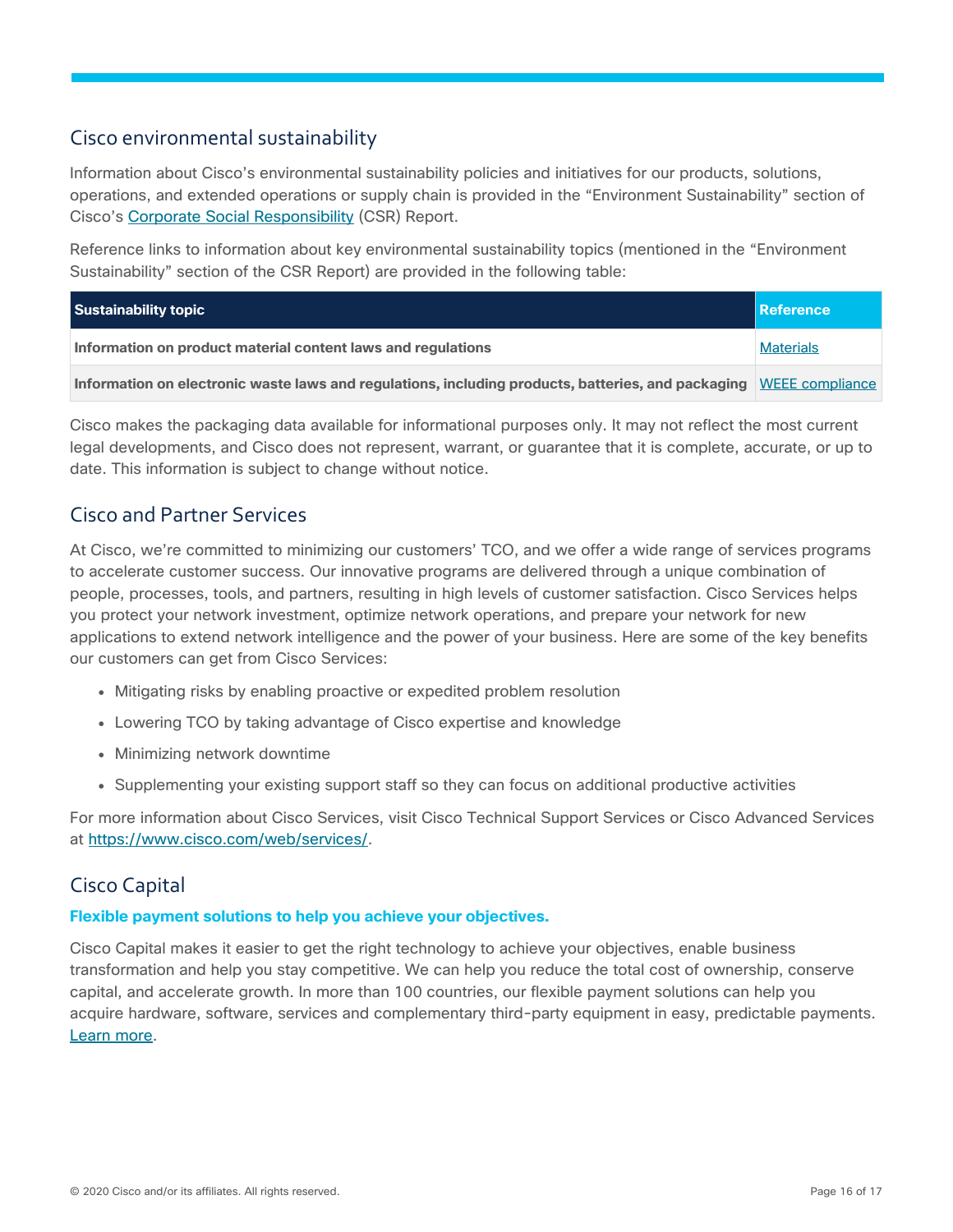## Cisco environmental sustainability

Information about Cisco's environmental sustainability policies and initiatives for our products, solutions, operations, and extended operations or supply chain is provided in the "Environment Sustainability" section of Cisco's Corporate Social Responsibility (CSR) Report.

Reference links to information about key environmental sustainability topics (mentioned in the "Environment Sustainability" section of the CSR Report) are provided in the following table:

| Sustainability topic | Reference |
| --- | --- |
| **Information on product material content laws and regulations** | Materials |
| **Information on electronic waste laws and regulations, including products, batteries, and packaging** | WEEE compliance |

Cisco makes the packaging data available for informational purposes only. It may not reflect the most current legal developments, and Cisco does not represent, warrant, or guarantee that it is complete, accurate, or up to date. This information is subject to change without notice.

## Cisco and Partner Services

At Cisco, we're committed to minimizing our customers' TCO, and we offer a wide range of services programs to accelerate customer success. Our innovative programs are delivered through a unique combination of people, processes, tools, and partners, resulting in high levels of customer satisfaction. Cisco Services helps you protect your network investment, optimize network operations, and prepare your network for new applications to extend network intelligence and the power of your business. Here are some of the key benefits our customers can get from Cisco Services:

- Mitigating risks by enabling proactive or expedited problem resolution
- Lowering TCO by taking advantage of Cisco expertise and knowledge
- Minimizing network downtime
- Supplementing your existing support staff so they can focus on additional productive activities

For more information about Cisco Services, visit Cisco Technical Support Services or Cisco Advanced Services at https://www.cisco.com/web/services/.

## Cisco Capital

**Flexible payment solutions to help you achieve your objectives.**

Cisco Capital makes it easier to get the right technology to achieve your objectives, enable business transformation and help you stay competitive. We can help you reduce the total cost of ownership, conserve capital, and accelerate growth. In more than 100 countries, our flexible payment solutions can help you acquire hardware, software, services and complementary third-party equipment in easy, predictable payments. Learn more.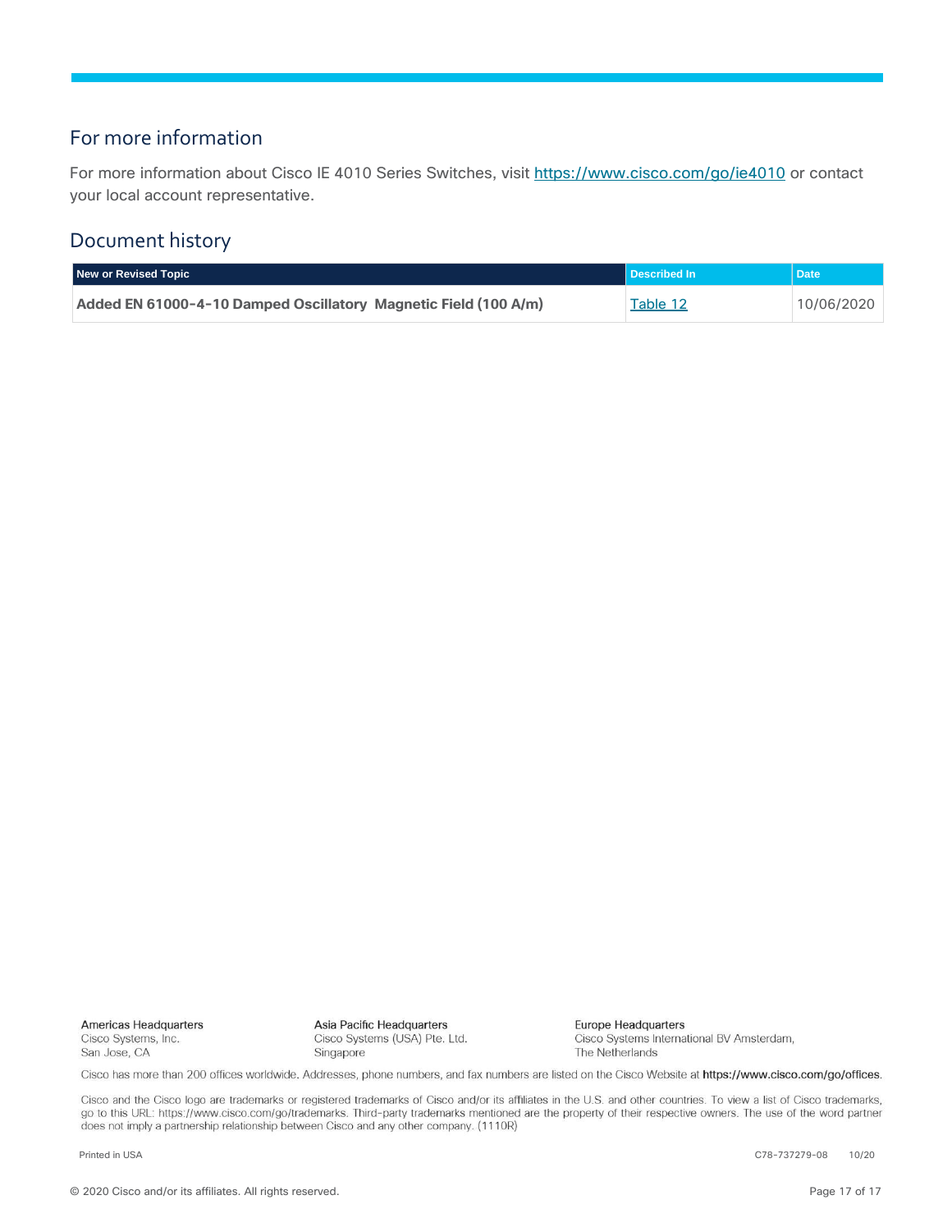## For more information

For more information about Cisco IE 4010 Series Switches, visit [https://www.cisco.com/go/ie4010](https://www.cisco.com/go/ie4010) or contact your local account representative.

## Document history

| New or Revised Topic | Described In | Date |
| --- | --- | --- |
| **Added EN 61000-4-10 Damped Oscillatory Magnetic Field (100 A/m)** | Table 12 | 10/06/2020 |

Americas Headquarters
Cisco Systems, Inc.
San Jose, CA

Asia Pacific Headquarters
Cisco Systems (USA) Pte. Ltd.
Singapore

Europe Headquarters
Cisco Systems International BV Amsterdam,
The Netherlands

Cisco has more than 200 offices worldwide. Addresses, phone numbers, and fax numbers are listed on the Cisco Website at **https://www.cisco.com/go/offices**.

Cisco and the Cisco logo are trademarks or registered trademarks of Cisco and/or its affiliates in the U.S. and other countries. To view a list of Cisco trademarks, go to this URL: https://www.cisco.com/go/trademarks. Third-party trademarks mentioned are the property of their respective owners. The use of the word partner does not imply a partnership relationship between Cisco and any other company. (1110R)

Printed in USA C78-737279-08 10/20

© 2020 Cisco and/or its affiliates. All rights reserved.